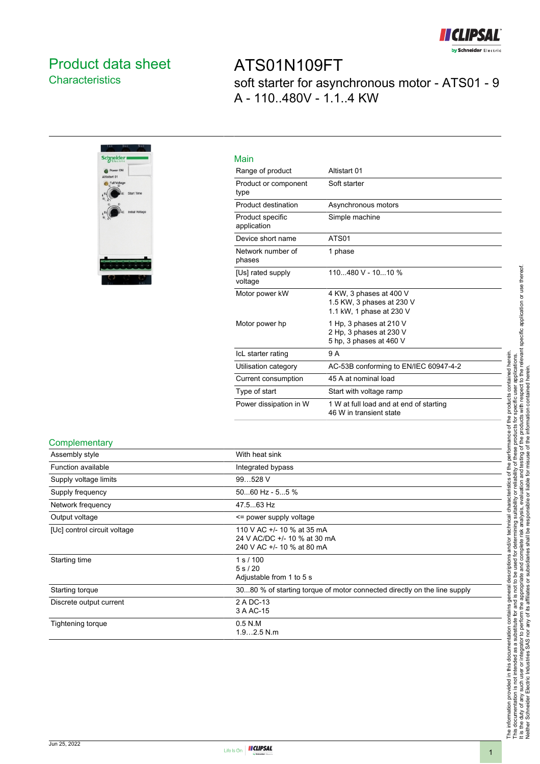# Product data sheet

## Characteristics

# ATS01N109FT

soft starter for asynchronous motor - ATS01 - 9 A - 110..480V - 1.1..4 KW

## Main

| | |
|---|---|
| Range of product | Altistart 01 |
| Product or component type | Soft starter |
| Product destination | Asynchronous motors |
| Product specific application | Simple machine |
| Device short name | ATS01 |
| Network number of phases | 1 phase |
| [Us] rated supply voltage | 110...480 V - 10...10 % |
| Motor power kW | 4 KW, 3 phases at 400 V<br>1.5 KW, 3 phases at 230 V<br>1.1 kW, 1 phase at 230 V |
| Motor power hp | 1 Hp, 3 phases at 210 V<br>2 Hp, 3 phases at 230 V<br>5 hp, 3 phases at 460 V |
| IcL starter rating | 9 A |
| Utilisation category | AC-53B conforming to EN/IEC 60947-4-2 |
| Current consumption | 45 A at nominal load |
| Type of start | Start with voltage ramp |
| Power dissipation in W | 1 W at full load and at end of starting<br>46 W in transient state |

## Complementary

| | |
|---|---|
| Assembly style | With heat sink |
| Function available | Integrated bypass |
| Supply voltage limits | 99…528 V |
| Supply frequency | 50...60 Hz - 5...5 % |
| Network frequency | 47.5...63 Hz |
| Output voltage | <= power supply voltage |
| [Uc] control circuit voltage | 110 V AC +/- 10 % at 35 mA<br>24 V AC/DC +/- 10 % at 30 mA<br>240 V AC +/- 10 % at 80 mA |
| Starting time | 1 s / 100<br>5 s / 20<br>Adjustable from 1 to 5 s |
| Starting torque | 30...80 % of starting torque of motor connected directly on the line supply |
| Discrete output current | 2 A DC-13<br>3 A AC-15 |
| Tightening torque | 0.5 N.M<br>1.9…2.5 N.m |

The information provided in this documentation contains general descriptions and/or technical characteristics of the performance of the products contained herein.
This documentation is not intended as a substitute for and is not to be used for determining suitability or reliability of these products for specific user applications.
It is the duty of any such user or integrator to perform the appropriate and complete risk analysis, evaluation and testing of the products with respect to the relevant specific application or use thereof.
Neither Schneider Electric Industries SAS nor any of its affiliates or subsidiaries shall be responsible or liable for misuse of the information contained herein.

Jun 25, 2022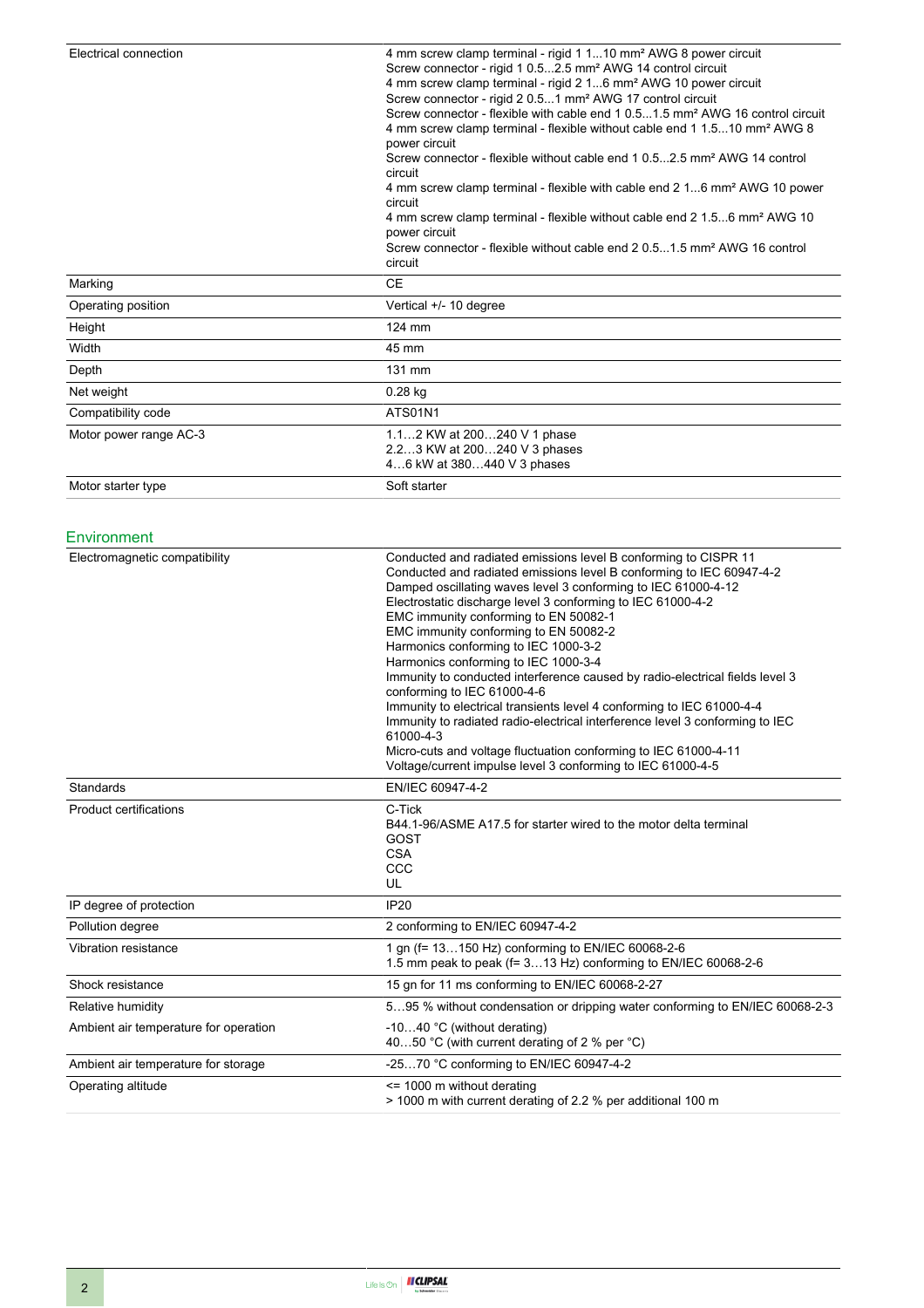| | |
|---|---|
| Electrical connection | 4 mm screw clamp terminal - rigid 1 1...10 mm² AWG 8 power circuit<br>Screw connector - rigid 1 0.5...2.5 mm² AWG 14 control circuit<br>4 mm screw clamp terminal - rigid 2 1...6 mm² AWG 10 power circuit<br>Screw connector - rigid 2 0.5...1 mm² AWG 17 control circuit<br>Screw connector - flexible with cable end 1 0.5...1.5 mm² AWG 16 control circuit<br>4 mm screw clamp terminal - flexible without cable end 1 1.5...10 mm² AWG 8 power circuit<br>Screw connector - flexible without cable end 1 0.5...2.5 mm² AWG 14 control circuit<br>4 mm screw clamp terminal - flexible with cable end 2 1...6 mm² AWG 10 power circuit<br>4 mm screw clamp terminal - flexible without cable end 2 1.5...6 mm² AWG 10 power circuit<br>Screw connector - flexible without cable end 2 0.5...1.5 mm² AWG 16 control circuit |
| Marking | CE |
| Operating position | Vertical +/- 10 degree |
| Height | 124 mm |
| Width | 45 mm |
| Depth | 131 mm |
| Net weight | 0.28 kg |
| Compatibility code | ATS01N1 |
| Motor power range AC-3 | 1.1…2 KW at 200…240 V 1 phase<br>2.2…3 KW at 200…240 V 3 phases<br>4…6 kW at 380…440 V 3 phases |
| Motor starter type | Soft starter |

## Environment

| | |
|---|---|
| Electromagnetic compatibility | Conducted and radiated emissions level B conforming to CISPR 11<br>Conducted and radiated emissions level B conforming to IEC 60947-4-2<br>Damped oscillating waves level 3 conforming to IEC 61000-4-12<br>Electrostatic discharge level 3 conforming to IEC 61000-4-2<br>EMC immunity conforming to EN 50082-1<br>EMC immunity conforming to EN 50082-2<br>Harmonics conforming to IEC 1000-3-2<br>Harmonics conforming to IEC 1000-3-4<br>Immunity to conducted interference caused by radio-electrical fields level 3 conforming to IEC 61000-4-6<br>Immunity to electrical transients level 4 conforming to IEC 61000-4-4<br>Immunity to radiated radio-electrical interference level 3 conforming to IEC 61000-4-3<br>Micro-cuts and voltage fluctuation conforming to IEC 61000-4-11<br>Voltage/current impulse level 3 conforming to IEC 61000-4-5 |
| Standards | EN/IEC 60947-4-2 |
| Product certifications | C-Tick<br>B44.1-96/ASME A17.5 for starter wired to the motor delta terminal<br>GOST<br>CSA<br>CCC<br>UL |
| IP degree of protection | IP20 |
| Pollution degree | 2 conforming to EN/IEC 60947-4-2 |
| Vibration resistance | 1 gn (f= 13…150 Hz) conforming to EN/IEC 60068-2-6<br>1.5 mm peak to peak (f= 3…13 Hz) conforming to EN/IEC 60068-2-6 |
| Shock resistance | 15 gn for 11 ms conforming to EN/IEC 60068-2-27 |
| Relative humidity | 5…95 % without condensation or dripping water conforming to EN/IEC 60068-2-3 |
| Ambient air temperature for operation | -10…40 °C (without derating)<br>40…50 °C (with current derating of 2 % per °C) |
| Ambient air temperature for storage | -25…70 °C conforming to EN/IEC 60947-4-2 |
| Operating altitude | <= 1000 m without derating<br>> 1000 m with current derating of 2.2 % per additional 100 m |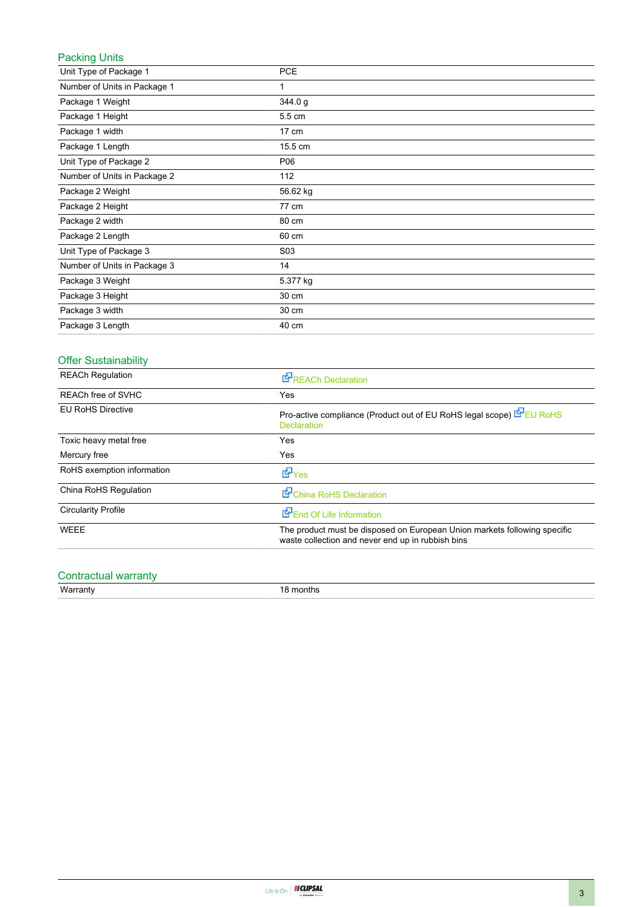## Packing Units

| | |
|---|---|
| Unit Type of Package 1 | PCE |
| Number of Units in Package 1 | 1 |
| Package 1 Weight | 344.0 g |
| Package 1 Height | 5.5 cm |
| Package 1 width | 17 cm |
| Package 1 Length | 15.5 cm |
| Unit Type of Package 2 | P06 |
| Number of Units in Package 2 | 112 |
| Package 2 Weight | 56.62 kg |
| Package 2 Height | 77 cm |
| Package 2 width | 80 cm |
| Package 2 Length | 60 cm |
| Unit Type of Package 3 | S03 |
| Number of Units in Package 3 | 14 |
| Package 3 Weight | 5.377 kg |
| Package 3 Height | 30 cm |
| Package 3 width | 30 cm |
| Package 3 Length | 40 cm |

## Offer Sustainability

| | |
|---|---|
| REACh Regulation | REACh Declaration |
| REACh free of SVHC | Yes |
| EU RoHS Directive | Pro-active compliance (Product out of EU RoHS legal scope) EU RoHS Declaration |
| Toxic heavy metal free | Yes |
| Mercury free | Yes |
| RoHS exemption information | Yes |
| China RoHS Regulation | China RoHS Declaration |
| Circularity Profile | End Of Life Information |
| WEEE | The product must be disposed on European Union markets following specific waste collection and never end up in rubbish bins |

## Contractual warranty

| | |
|---|---|
| Warranty | 18 months |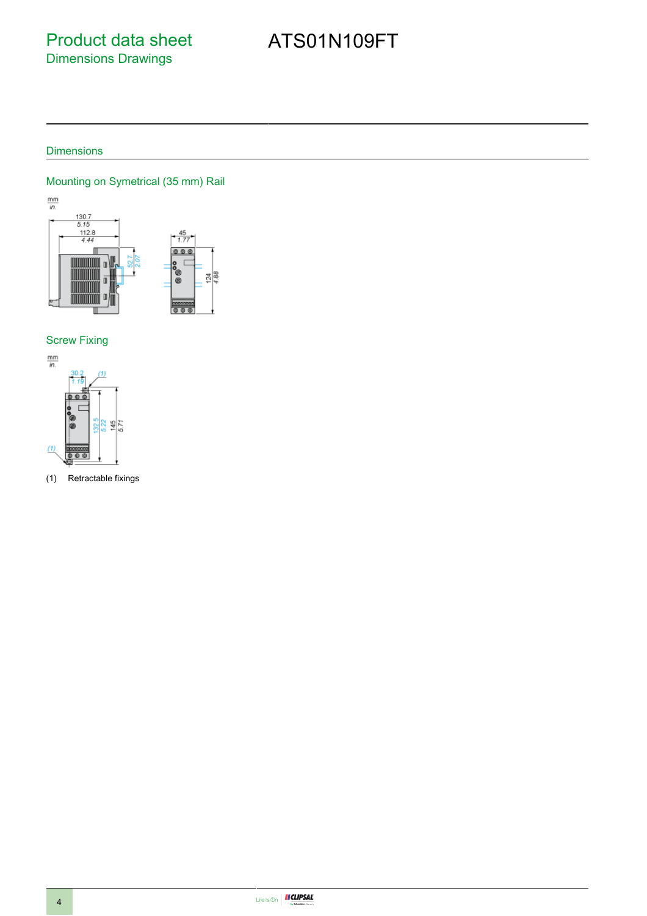# Product data sheet
## Dimensions Drawings

# ATS01N109FT

## Dimensions

### Mounting on Symetrical (35 mm) Rail

### Screw Fixing

(1) Retractable fixings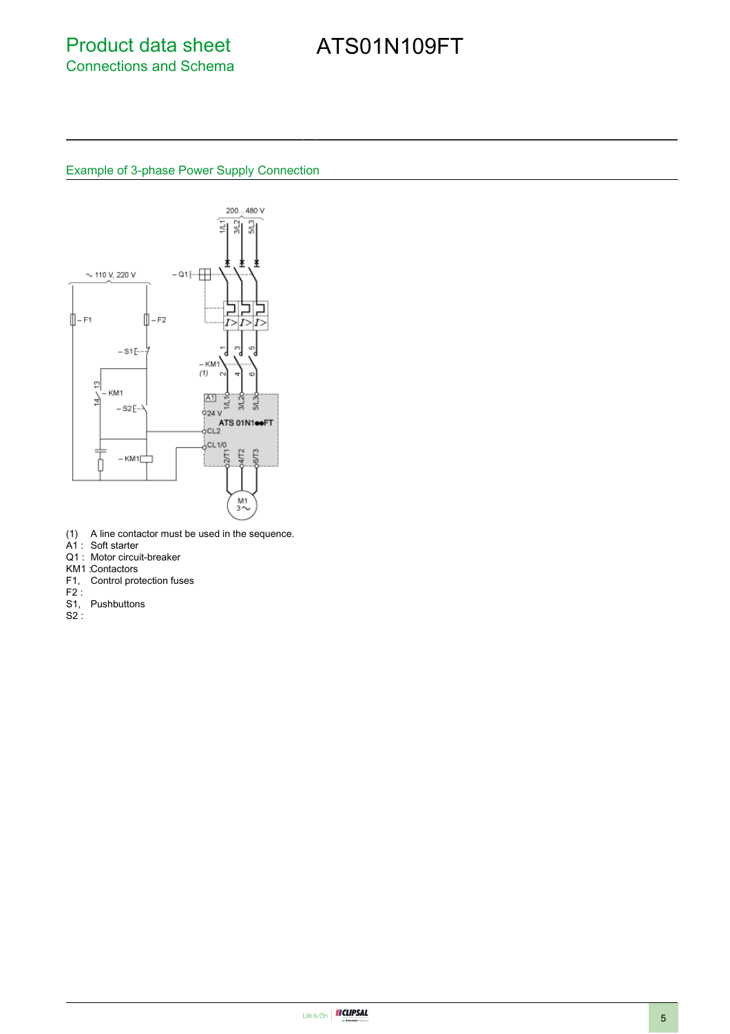# Product data sheet
## Connections and Schema

# ATS01N109FT

### Example of 3-phase Power Supply Connection

(1) A line contactor must be used in the sequence.
A1 : Soft starter
Q1 : Motor circuit-breaker
KM1 :Contactors
F1, F2 : Control protection fuses
S1, S2 : Pushbuttons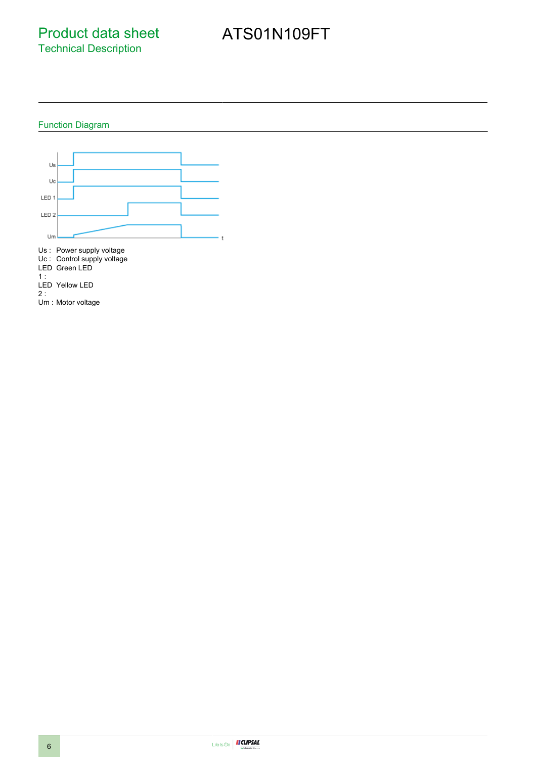Product data sheet
Technical Description

# ATS01N109FT

## Function Diagram

Us
Uc
LED 1
LED 2
Um
t

Us : Power supply voltage
Uc : Control supply voltage
LED 1 : Green LED
LED 2 : Yellow LED
Um : Motor voltage